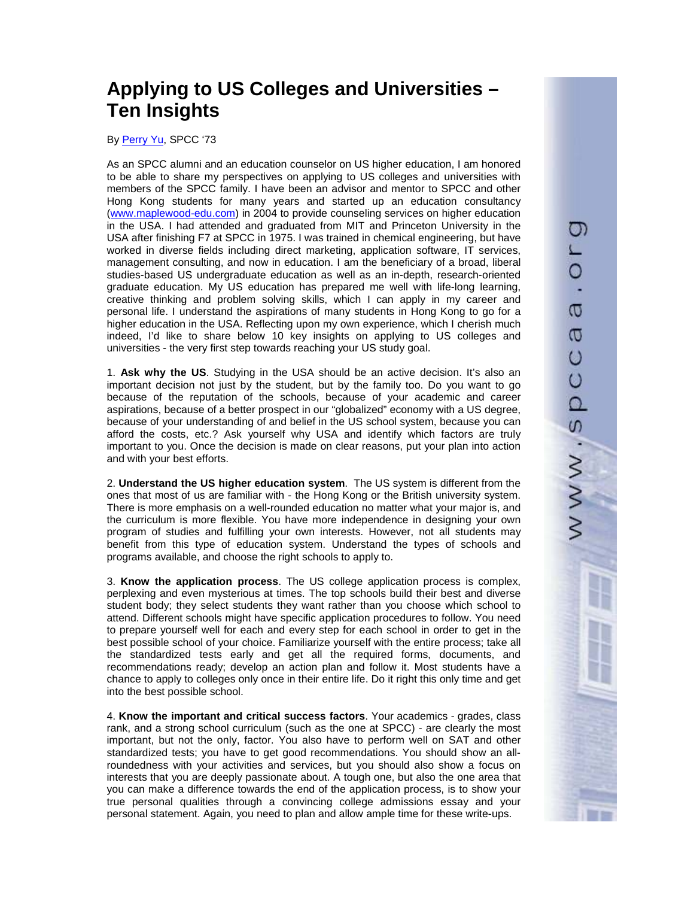# Applying to US Colleges and Universities – Ten Insights

By Perry Yu, SPCC '73

As an SPCC alumni and an education counselor on US higher education, I am honored to be able to share my perspectives on applying to US colleges and universities with members of the SPCC family. I have been an advisor and mentor to SPCC and other Hong Kong students for many years and started up an education consultancy (www.maplewood-edu.com) in 2004 to provide counseling services on higher education in the USA. I had attended and graduated from MIT and Princeton University in the USA after finishing F7 at SPCC in 1975. I was trained in chemical engineering, but have worked in diverse fields including direct marketing, application software, IT services, management consulting, and now in education. I am the beneficiary of a broad, liberal studies-based US undergraduate education as well as an in-depth, research-oriented graduate education. My US education has prepared me well with life-long learning, creative thinking and problem solving skills, which I can apply in my career and personal life. I understand the aspirations of many students in Hong Kong to go for a higher education in the USA. Reflecting upon my own experience, which I cherish much indeed, I'd like to share below 10 key insights on applying to US colleges and universities - the very first step towards reaching your US study goal.

1. **Ask why the US**. Studying in the USA should be an active decision. It's also an important decision not just by the student, but by the family too. Do you want to go because of the reputation of the schools, because of your academic and career aspirations, because of a better prospect in our "globalized" economy with a US degree, because of your understanding of and belief in the US school system, because you can afford the costs, etc.? Ask yourself why USA and identify which factors are truly important to you. Once the decision is made on clear reasons, put your plan into action and with your best efforts.

2. **Understand the US higher education system**. The US system is different from the ones that most of us are familiar with - the Hong Kong or the British university system. There is more emphasis on a well-rounded education no matter what your major is, and the curriculum is more flexible. You have more independence in designing your own program of studies and fulfilling your own interests. However, not all students may benefit from this type of education system. Understand the types of schools and programs available, and choose the right schools to apply to.

3. **Know the application process**. The US college application process is complex, perplexing and even mysterious at times. The top schools build their best and diverse student body; they select students they want rather than you choose which school to attend. Different schools might have specific application procedures to follow. You need to prepare yourself well for each and every step for each school in order to get in the best possible school of your choice. Familiarize yourself with the entire process; take all the standardized tests early and get all the required forms, documents, and recommendations ready; develop an action plan and follow it. Most students have a chance to apply to colleges only once in their entire life. Do it right this only time and get into the best possible school.

4. **Know the important and critical success factors**. Your academics - grades, class rank, and a strong school curriculum (such as the one at SPCC) - are clearly the most important, but not the only, factor. You also have to perform well on SAT and other standardized tests; you have to get good recommendations. You should show an all-roundedness with your activities and services, but you should also show a focus on interests that you are deeply passionate about. A tough one, but also the one area that you can make a difference towards the end of the application process, is to show your true personal qualities through a convincing college admissions essay and your personal statement. Again, you need to plan and allow ample time for these write-ups.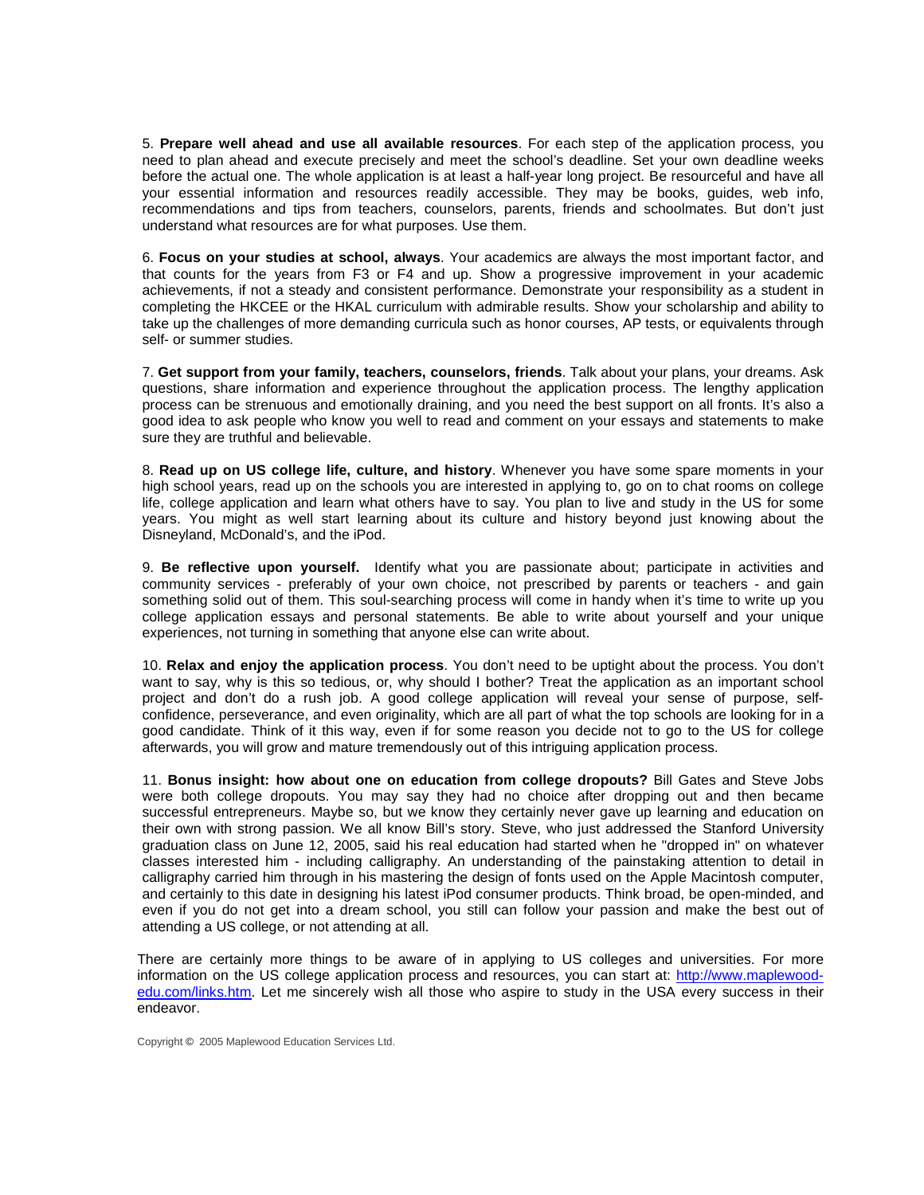5. **Prepare well ahead and use all available resources**. For each step of the application process, you need to plan ahead and execute precisely and meet the school's deadline. Set your own deadline weeks before the actual one. The whole application is at least a half-year long project. Be resourceful and have all your essential information and resources readily accessible. They may be books, guides, web info, recommendations and tips from teachers, counselors, parents, friends and schoolmates. But don't just understand what resources are for what purposes. Use them.

6. **Focus on your studies at school, always**. Your academics are always the most important factor, and that counts for the years from F3 or F4 and up. Show a progressive improvement in your academic achievements, if not a steady and consistent performance. Demonstrate your responsibility as a student in completing the HKCEE or the HKAL curriculum with admirable results. Show your scholarship and ability to take up the challenges of more demanding curricula such as honor courses, AP tests, or equivalents through self- or summer studies.

7. **Get support from your family, teachers, counselors, friends**. Talk about your plans, your dreams. Ask questions, share information and experience throughout the application process. The lengthy application process can be strenuous and emotionally draining, and you need the best support on all fronts. It's also a good idea to ask people who know you well to read and comment on your essays and statements to make sure they are truthful and believable.

8. **Read up on US college life, culture, and history**. Whenever you have some spare moments in your high school years, read up on the schools you are interested in applying to, go on to chat rooms on college life, college application and learn what others have to say. You plan to live and study in the US for some years. You might as well start learning about its culture and history beyond just knowing about the Disneyland, McDonald's, and the iPod.

9. **Be reflective upon yourself.** Identify what you are passionate about; participate in activities and community services - preferably of your own choice, not prescribed by parents or teachers - and gain something solid out of them. This soul-searching process will come in handy when it's time to write up you college application essays and personal statements. Be able to write about yourself and your unique experiences, not turning in something that anyone else can write about.

10. **Relax and enjoy the application process**. You don't need to be uptight about the process. You don't want to say, why is this so tedious, or, why should I bother? Treat the application as an important school project and don't do a rush job. A good college application will reveal your sense of purpose, self-confidence, perseverance, and even originality, which are all part of what the top schools are looking for in a good candidate. Think of it this way, even if for some reason you decide not to go to the US for college afterwards, you will grow and mature tremendously out of this intriguing application process.

11. **Bonus insight: how about one on education from college dropouts?** Bill Gates and Steve Jobs were both college dropouts. You may say they had no choice after dropping out and then became successful entrepreneurs. Maybe so, but we know they certainly never gave up learning and education on their own with strong passion. We all know Bill's story. Steve, who just addressed the Stanford University graduation class on June 12, 2005, said his real education had started when he "dropped in" on whatever classes interested him - including calligraphy. An understanding of the painstaking attention to detail in calligraphy carried him through in his mastering the design of fonts used on the Apple Macintosh computer, and certainly to this date in designing his latest iPod consumer products. Think broad, be open-minded, and even if you do not get into a dream school, you still can follow your passion and make the best out of attending a US college, or not attending at all.

There are certainly more things to be aware of in applying to US colleges and universities. For more information on the US college application process and resources, you can start at: http://www.maplewood-edu.com/links.htm. Let me sincerely wish all those who aspire to study in the USA every success in their endeavor.

Copyright © 2005 Maplewood Education Services Ltd.